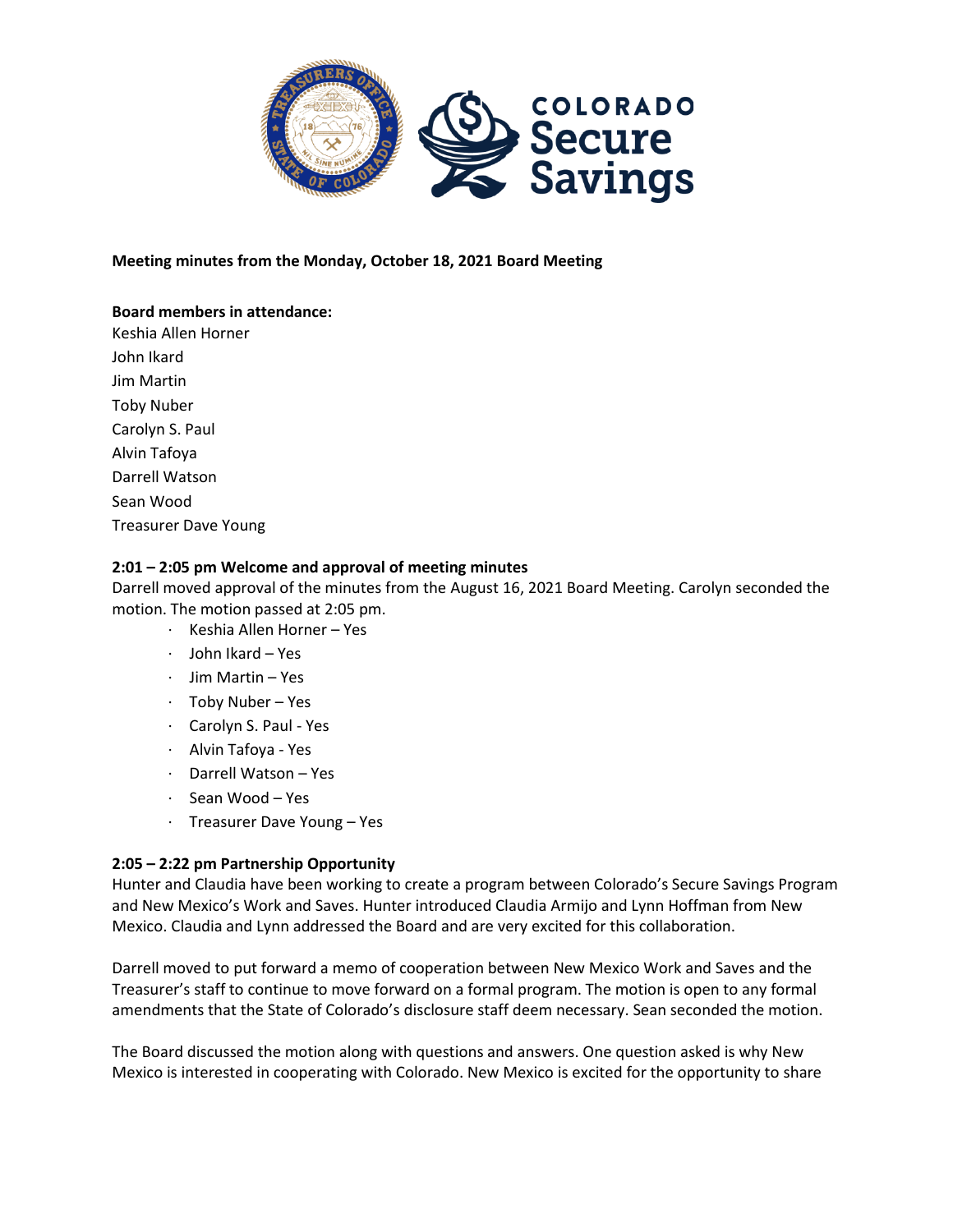**Meeting minutes from the Monday, October 18, 2021 Board Meeting**

**Board members in attendance:**
Keshia Allen Horner
John Ikard
Jim Martin
Toby Nuber
Carolyn S. Paul
Alvin Tafoya
Darrell Watson
Sean Wood
Treasurer Dave Young

**2:01 – 2:05 pm Welcome and approval of meeting minutes**
Darrell moved approval of the minutes from the August 16, 2021 Board Meeting. Carolyn seconded the motion. The motion passed at 2:05 pm.

- Keshia Allen Horner – Yes
- John Ikard – Yes
- Jim Martin – Yes
- Toby Nuber – Yes
- Carolyn S. Paul - Yes
- Alvin Tafoya - Yes
- Darrell Watson – Yes
- Sean Wood – Yes
- Treasurer Dave Young – Yes

**2:05 – 2:22 pm Partnership Opportunity**
Hunter and Claudia have been working to create a program between Colorado's Secure Savings Program and New Mexico's Work and Saves. Hunter introduced Claudia Armijo and Lynn Hoffman from New Mexico. Claudia and Lynn addressed the Board and are very excited for this collaboration.

Darrell moved to put forward a memo of cooperation between New Mexico Work and Saves and the Treasurer's staff to continue to move forward on a formal program. The motion is open to any formal amendments that the State of Colorado's disclosure staff deem necessary. Sean seconded the motion.

The Board discussed the motion along with questions and answers. One question asked is why New Mexico is interested in cooperating with Colorado. New Mexico is excited for the opportunity to share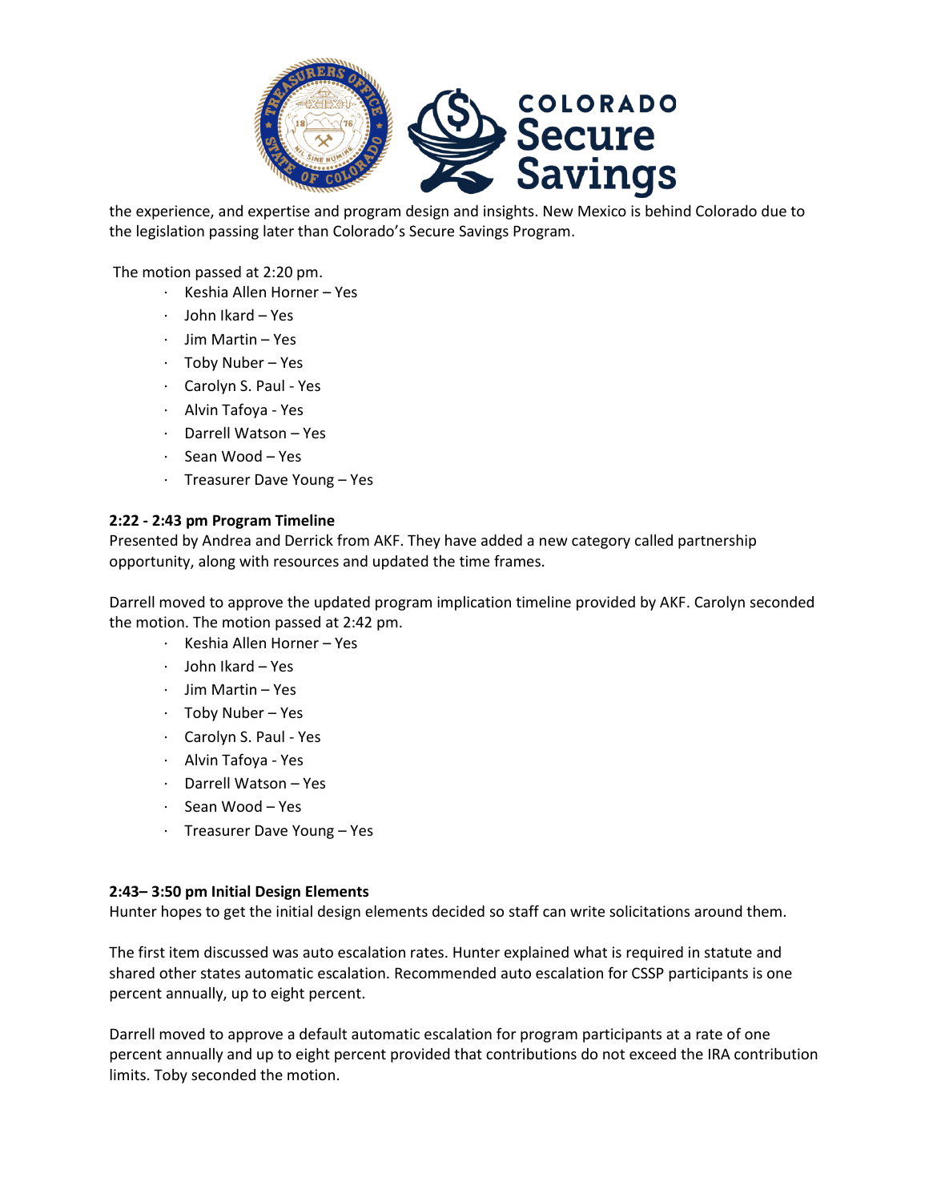the experience, and expertise and program design and insights. New Mexico is behind Colorado due to the legislation passing later than Colorado's Secure Savings Program.

The motion passed at 2:20 pm.

- Keshia Allen Horner – Yes
- John Ikard – Yes
- Jim Martin – Yes
- Toby Nuber – Yes
- Carolyn S. Paul - Yes
- Alvin Tafoya - Yes
- Darrell Watson – Yes
- Sean Wood – Yes
- Treasurer Dave Young – Yes

**2:22 - 2:43 pm Program Timeline**
Presented by Andrea and Derrick from AKF. They have added a new category called partnership opportunity, along with resources and updated the time frames.

Darrell moved to approve the updated program implication timeline provided by AKF. Carolyn seconded the motion. The motion passed at 2:42 pm.

- Keshia Allen Horner – Yes
- John Ikard – Yes
- Jim Martin – Yes
- Toby Nuber – Yes
- Carolyn S. Paul - Yes
- Alvin Tafoya - Yes
- Darrell Watson – Yes
- Sean Wood – Yes
- Treasurer Dave Young – Yes

**2:43– 3:50 pm Initial Design Elements**
Hunter hopes to get the initial design elements decided so staff can write solicitations around them.

The first item discussed was auto escalation rates. Hunter explained what is required in statute and shared other states automatic escalation. Recommended auto escalation for CSSP participants is one percent annually, up to eight percent.

Darrell moved to approve a default automatic escalation for program participants at a rate of one percent annually and up to eight percent provided that contributions do not exceed the IRA contribution limits. Toby seconded the motion.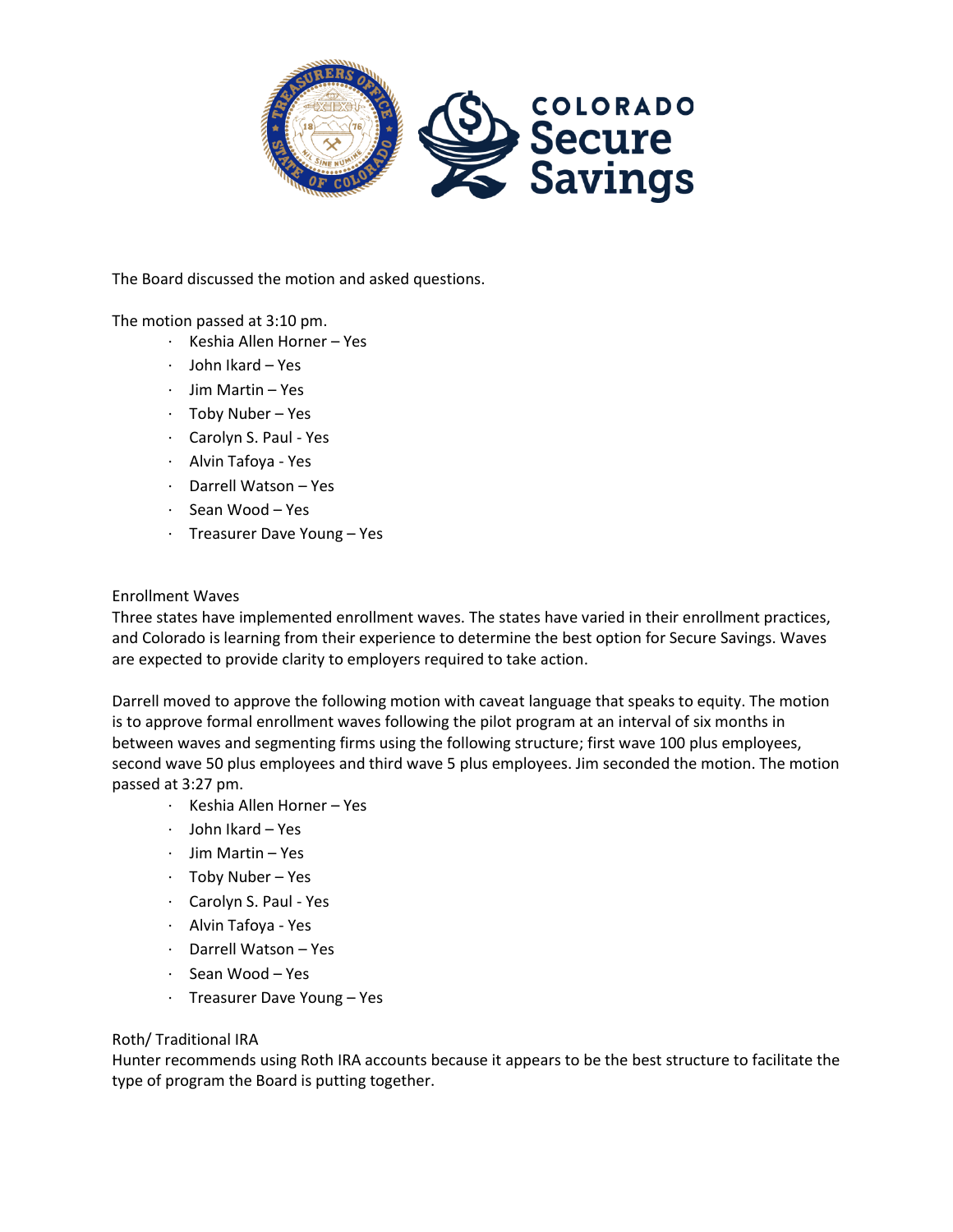The Board discussed the motion and asked questions.

The motion passed at 3:10 pm.

- Keshia Allen Horner – Yes
- John Ikard – Yes
- Jim Martin – Yes
- Toby Nuber – Yes
- Carolyn S. Paul - Yes
- Alvin Tafoya - Yes
- Darrell Watson – Yes
- Sean Wood – Yes
- Treasurer Dave Young – Yes

Enrollment Waves

Three states have implemented enrollment waves. The states have varied in their enrollment practices, and Colorado is learning from their experience to determine the best option for Secure Savings. Waves are expected to provide clarity to employers required to take action.

Darrell moved to approve the following motion with caveat language that speaks to equity. The motion is to approve formal enrollment waves following the pilot program at an interval of six months in between waves and segmenting firms using the following structure; first wave 100 plus employees, second wave 50 plus employees and third wave 5 plus employees. Jim seconded the motion. The motion passed at 3:27 pm.

- Keshia Allen Horner – Yes
- John Ikard – Yes
- Jim Martin – Yes
- Toby Nuber – Yes
- Carolyn S. Paul - Yes
- Alvin Tafoya - Yes
- Darrell Watson – Yes
- Sean Wood – Yes
- Treasurer Dave Young – Yes

Roth/ Traditional IRA

Hunter recommends using Roth IRA accounts because it appears to be the best structure to facilitate the type of program the Board is putting together.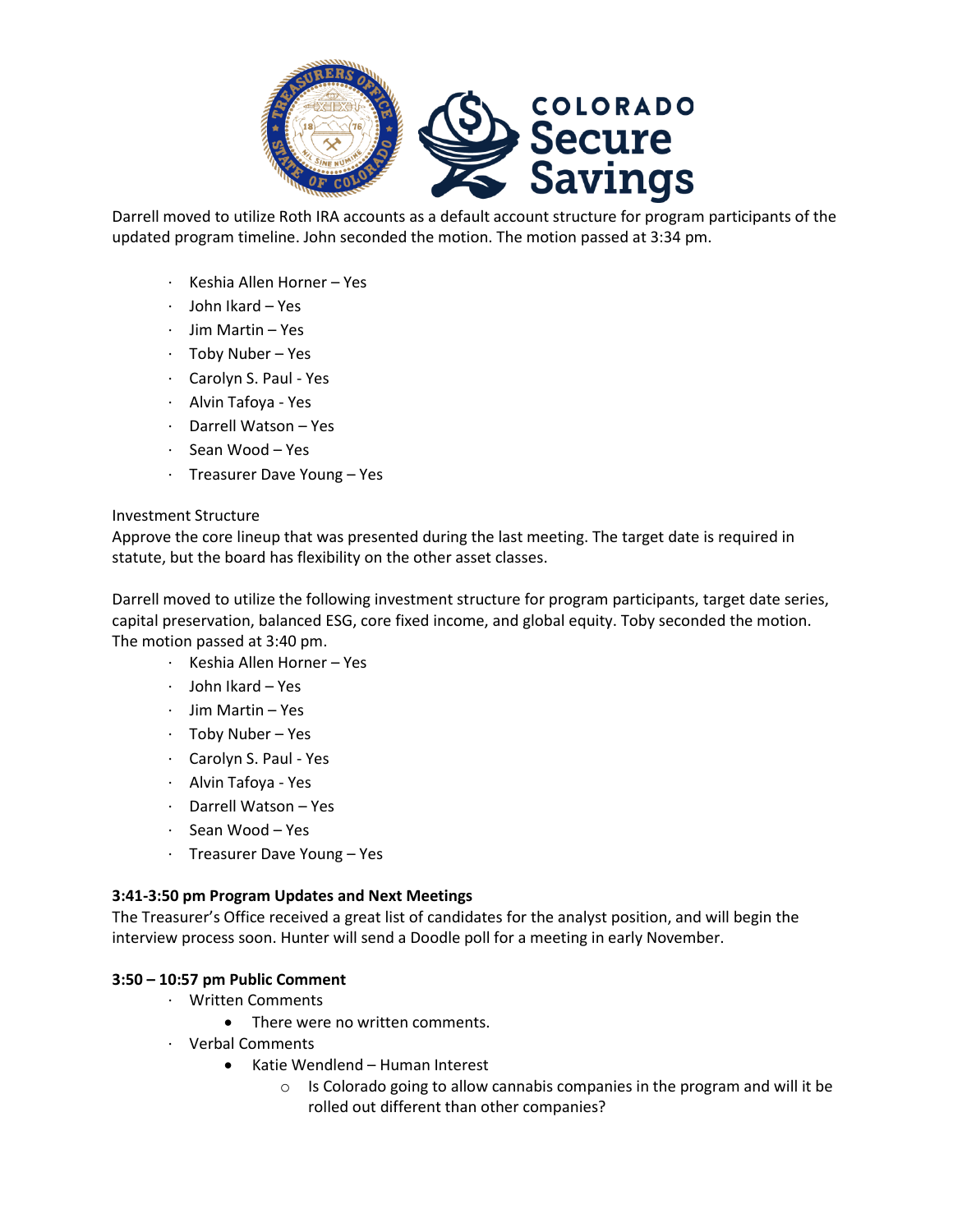Darrell moved to utilize Roth IRA accounts as a default account structure for program participants of the updated program timeline. John seconded the motion. The motion passed at 3:34 pm.

- Keshia Allen Horner – Yes
- John Ikard – Yes
- Jim Martin – Yes
- Toby Nuber – Yes
- Carolyn S. Paul - Yes
- Alvin Tafoya - Yes
- Darrell Watson – Yes
- Sean Wood – Yes
- Treasurer Dave Young – Yes

Investment Structure

Approve the core lineup that was presented during the last meeting. The target date is required in statute, but the board has flexibility on the other asset classes.

Darrell moved to utilize the following investment structure for program participants, target date series, capital preservation, balanced ESG, core fixed income, and global equity. Toby seconded the motion. The motion passed at 3:40 pm.

- Keshia Allen Horner – Yes
- John Ikard – Yes
- Jim Martin – Yes
- Toby Nuber – Yes
- Carolyn S. Paul - Yes
- Alvin Tafoya - Yes
- Darrell Watson – Yes
- Sean Wood – Yes
- Treasurer Dave Young – Yes

**3:41-3:50 pm Program Updates and Next Meetings**

The Treasurer's Office received a great list of candidates for the analyst position, and will begin the interview process soon. Hunter will send a Doodle poll for a meeting in early November.

**3:50 – 10:57 pm Public Comment**

- Written Comments
  - There were no written comments.
- Verbal Comments
  - Katie Wendlend – Human Interest
    - Is Colorado going to allow cannabis companies in the program and will it be rolled out different than other companies?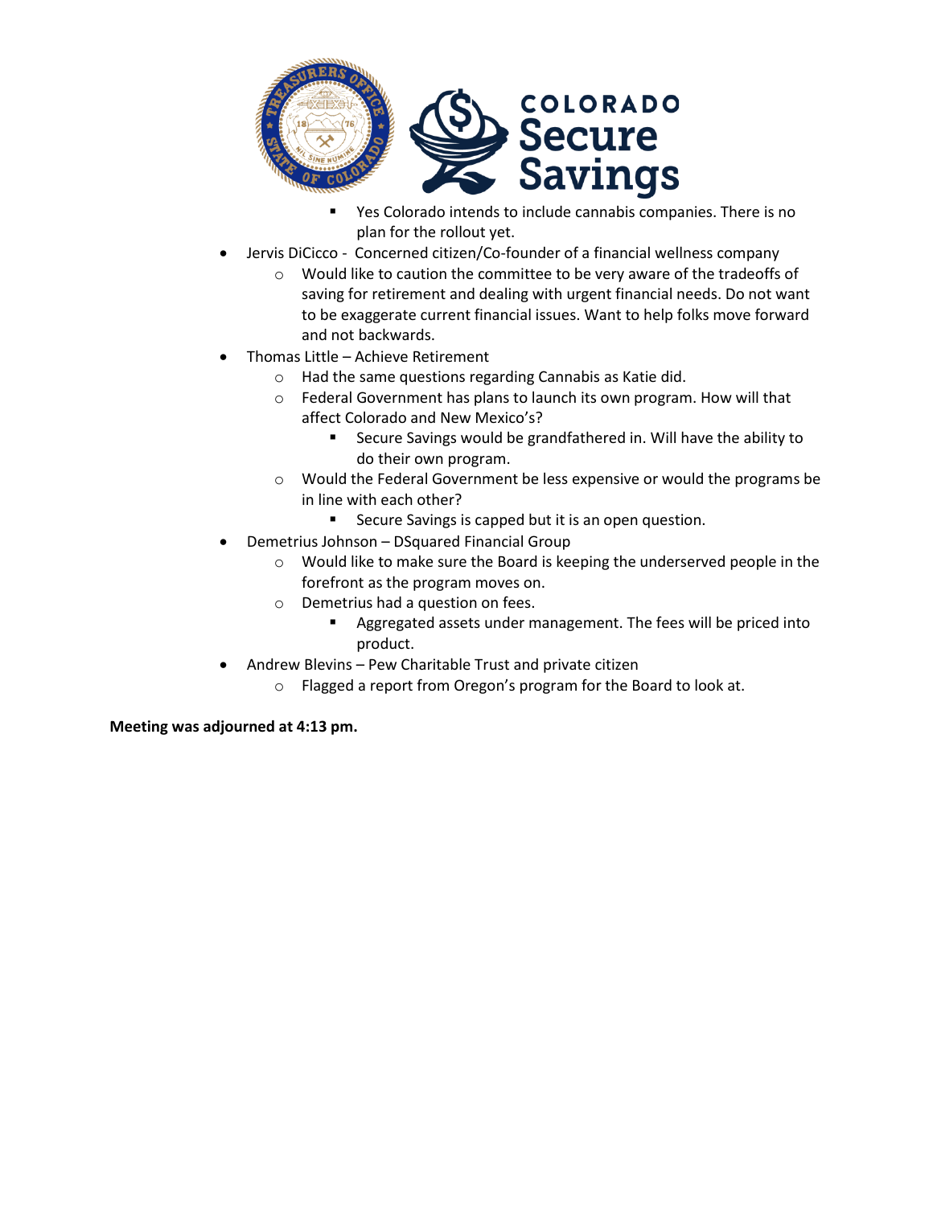- Yes Colorado intends to include cannabis companies. There is no plan for the rollout yet.
- Jervis DiCicco - Concerned citizen/Co-founder of a financial wellness company
    - Would like to caution the committee to be very aware of the tradeoffs of saving for retirement and dealing with urgent financial needs. Do not want to be exaggerate current financial issues. Want to help folks move forward and not backwards.
- Thomas Little – Achieve Retirement
    - Had the same questions regarding Cannabis as Katie did.
    - Federal Government has plans to launch its own program. How will that affect Colorado and New Mexico's?
        - Secure Savings would be grandfathered in. Will have the ability to do their own program.
    - Would the Federal Government be less expensive or would the programs be in line with each other?
        - Secure Savings is capped but it is an open question.
- Demetrius Johnson – DSquared Financial Group
    - Would like to make sure the Board is keeping the underserved people in the forefront as the program moves on.
    - Demetrius had a question on fees.
        - Aggregated assets under management. The fees will be priced into product.
- Andrew Blevins – Pew Charitable Trust and private citizen
    - Flagged a report from Oregon's program for the Board to look at.

**Meeting was adjourned at 4:13 pm.**